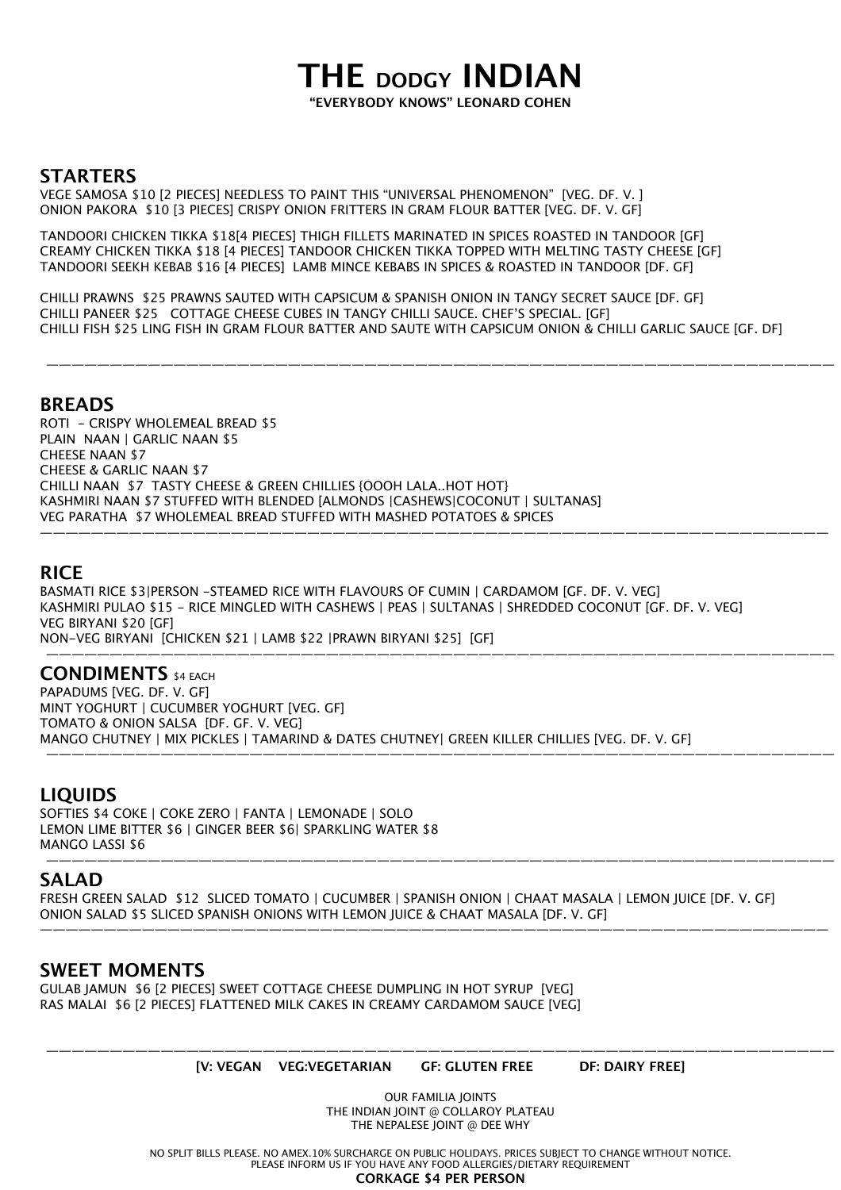# THE DODGY INDIAN

**"EVERYBODY KNOWS" LEONARD COHEN**

## STARTERS

VEGE SAMOSA $10 [2 PIECES] NEEDLESS TO PAINT THIS "UNIVERSAL PHENOMENON" [VEG. DF. V. ]
ONION PAKORA $10 [3 PIECES] CRISPY ONION FRITTERS IN GRAM FLOUR BATTER [VEG. DF. V. GF]

TANDOORI CHICKEN TIKKA $18[4 PIECES] THIGH FILLETS MARINATED IN SPICES ROASTED IN TANDOOR [GF]
CREAMY CHICKEN TIKKA $18 [4 PIECES] TANDOOR CHICKEN TIKKA TOPPED WITH MELTING TASTY CHEESE [GF]
TANDOORI SEEKH KEBAB $16 [4 PIECES] LAMB MINCE KEBABS IN SPICES & ROASTED IN TANDOOR [DF. GF]

CHILLI PRAWNS $25 PRAWNS SAUTED WITH CAPSICUM & SPANISH ONION IN TANGY SECRET SAUCE [DF. GF]
CHILLI PANEER $25 COTTAGE CHEESE CUBES IN TANGY CHILLI SAUCE. CHEF'S SPECIAL. [GF]
CHILLI FISH $25 LING FISH IN GRAM FLOUR BATTER AND SAUTE WITH CAPSICUM ONION & CHILLI GARLIC SAUCE [GF. DF]

---

## BREADS

ROTI - CRISPY WHOLEMEAL BREAD $5
PLAIN NAAN | GARLIC NAAN $5
CHEESE NAAN $7
CHEESE & GARLIC NAAN $7
CHILLI NAAN $7 TASTY CHEESE & GREEN CHILLIES {OOOH LALA..HOT HOT}
KASHMIRI NAAN $7 STUFFED WITH BLENDED [ALMONDS |CASHEWS|COCONUT | SULTANAS]
VEG PARATHA $7 WHOLEMEAL BREAD STUFFED WITH MASHED POTATOES & SPICES

---

## RICE

BASMATI RICE $3|PERSON -STEAMED RICE WITH FLAVOURS OF CUMIN | CARDAMOM [GF. DF. V. VEG]
KASHMIRI PULAO $15 - RICE MINGLED WITH CASHEWS | PEAS | SULTANAS | SHREDDED COCONUT [GF. DF. V. VEG]
VEG BIRYANI $20 [GF]
NON-VEG BIRYANI [CHICKEN $21 | LAMB $22 |PRAWN BIRYANI $25] [GF]

---

## CONDIMENTS $4 EACH

PAPADUMS [VEG. DF. V. GF]
MINT YOGHURT | CUCUMBER YOGHURT [VEG. GF]
TOMATO & ONION SALSA [DF. GF. V. VEG]
MANGO CHUTNEY | MIX PICKLES | TAMARIND & DATES CHUTNEY| GREEN KILLER CHILLIES [VEG. DF. V. GF]

---

## LIQUIDS

SOFTIES $4 COKE | COKE ZERO | FANTA | LEMONADE | SOLO
LEMON LIME BITTER $6 | GINGER BEER $6| SPARKLING WATER $8
MANGO LASSI $6

---

## SALAD

FRESH GREEN SALAD $12 SLICED TOMATO | CUCUMBER | SPANISH ONION | CHAAT MASALA | LEMON JUICE [DF. V. GF]
ONION SALAD $5 SLICED SPANISH ONIONS WITH LEMON JUICE & CHAAT MASALA [DF. V. GF]

---

## SWEET MOMENTS

GULAB JAMUN $6 [2 PIECES] SWEET COTTAGE CHEESE DUMPLING IN HOT SYRUP [VEG]
RAS MALAI $6 [2 PIECES] FLATTENED MILK CAKES IN CREAMY CARDAMOM SAUCE [VEG]

---

**[V: VEGAN VEG:VEGETARIAN GF: GLUTEN FREE DF: DAIRY FREE]**

OUR FAMILIA JOINTS
THE INDIAN JOINT @ COLLAROY PLATEAU
THE NEPALESE JOINT @ DEE WHY

NO SPLIT BILLS PLEASE. NO AMEX.10% SURCHARGE ON PUBLIC HOLIDAYS. PRICES SUBJECT TO CHANGE WITHOUT NOTICE.
PLEASE INFORM US IF YOU HAVE ANY FOOD ALLERGIES/DIETARY REQUIREMENT

**CORKAGE $4 PER PERSON**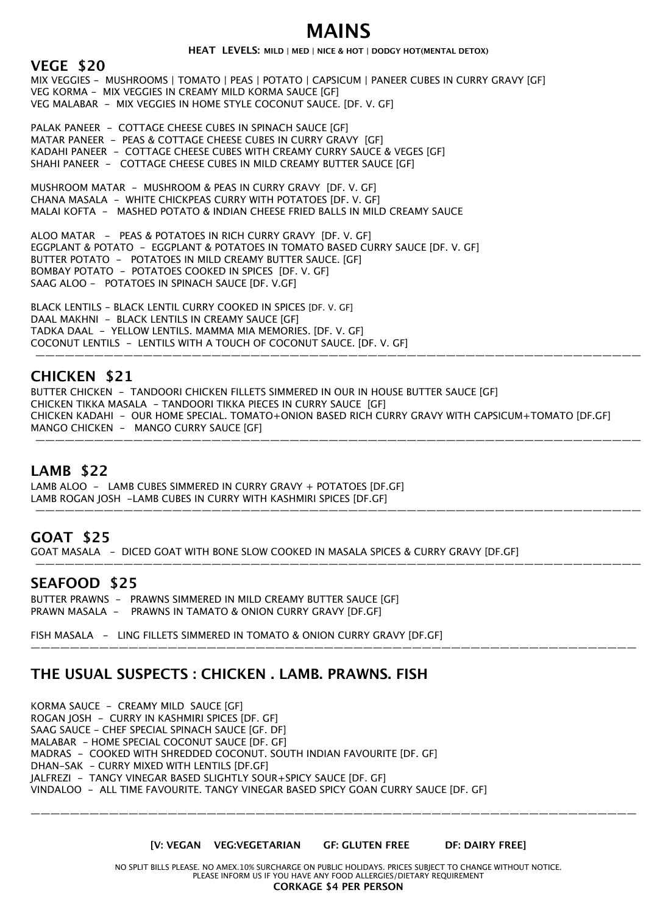# MAINS

**HEAT LEVELS:** MILD | MED | NICE & HOT | DODGY HOT(MENTAL DETOX)

## VEGE $20

MIX VEGGIES - MUSHROOMS | TOMATO | PEAS | POTATO | CAPSICUM | PANEER CUBES IN CURRY GRAVY [GF]
VEG KORMA - MIX VEGGIES IN CREAMY MILD KORMA SAUCE [GF]
VEG MALABAR - MIX VEGGIES IN HOME STYLE COCONUT SAUCE. [DF. V. GF]

PALAK PANEER - COTTAGE CHEESE CUBES IN SPINACH SAUCE [GF]
MATAR PANEER - PEAS & COTTAGE CHEESE CUBES IN CURRY GRAVY [GF]
KADAHI PANEER - COTTAGE CHEESE CUBES WITH CREAMY CURRY SAUCE & VEGES [GF]
SHAHI PANEER - COTTAGE CHEESE CUBES IN MILD CREAMY BUTTER SAUCE [GF]

MUSHROOM MATAR - MUSHROOM & PEAS IN CURRY GRAVY [DF. V. GF]
CHANA MASALA - WHITE CHICKPEAS CURRY WITH POTATOES [DF. V. GF]
MALAI KOFTA - MASHED POTATO & INDIAN CHEESE FRIED BALLS IN MILD CREAMY SAUCE

ALOO MATAR - PEAS & POTATOES IN RICH CURRY GRAVY [DF. V. GF]
EGGPLANT & POTATO - EGGPLANT & POTATOES IN TOMATO BASED CURRY SAUCE [DF. V. GF]
BUTTER POTATO - POTATOES IN MILD CREAMY BUTTER SAUCE. [GF]
BOMBAY POTATO - POTATOES COOKED IN SPICES [DF. V. GF]
SAAG ALOO - POTATOES IN SPINACH SAUCE [DF. V.GF]

BLACK LENTILS - BLACK LENTIL CURRY COOKED IN SPICES [DF. V. GF]
DAAL MAKHNI - BLACK LENTILS IN CREAMY SAUCE [GF]
TADKA DAAL - YELLOW LENTILS. MAMMA MIA MEMORIES. [DF. V. GF]
COCONUT LENTILS - LENTILS WITH A TOUCH OF COCONUT SAUCE. [DF. V. GF]

---

## CHICKEN $21

BUTTER CHICKEN - TANDOORI CHICKEN FILLETS SIMMERED IN OUR IN HOUSE BUTTER SAUCE [GF]
CHICKEN TIKKA MASALA - TANDOORI TIKKA PIECES IN CURRY SAUCE [GF]
CHICKEN KADAHI - OUR HOME SPECIAL. TOMATO+ONION BASED RICH CURRY GRAVY WITH CAPSICUM+TOMATO [DF.GF]
MANGO CHICKEN - MANGO CURRY SAUCE [GF]

---

## LAMB $22

LAMB ALOO - LAMB CUBES SIMMERED IN CURRY GRAVY + POTATOES [DF.GF]
LAMB ROGAN JOSH -LAMB CUBES IN CURRY WITH KASHMIRI SPICES [DF.GF]

---

## GOAT $25

GOAT MASALA - DICED GOAT WITH BONE SLOW COOKED IN MASALA SPICES & CURRY GRAVY [DF.GF]

---

## SEAFOOD $25

BUTTER PRAWNS - PRAWNS SIMMERED IN MILD CREAMY BUTTER SAUCE [GF]
PRAWN MASALA - PRAWNS IN TAMATO & ONION CURRY GRAVY [DF.GF]

FISH MASALA - LING FILLETS SIMMERED IN TOMATO & ONION CURRY GRAVY [DF.GF]

---

## THE USUAL SUSPECTS : CHICKEN . LAMB. PRAWNS. FISH

KORMA SAUCE - CREAMY MILD SAUCE [GF]
ROGAN JOSH - CURRY IN KASHMIRI SPICES [DF. GF]
SAAG SAUCE - CHEF SPECIAL SPINACH SAUCE [GF. DF]
MALABAR - HOME SPECIAL COCONUT SAUCE [DF. GF]
MADRAS - COOKED WITH SHREDDED COCONUT. SOUTH INDIAN FAVOURITE [DF. GF]
DHAN-SAK - CURRY MIXED WITH LENTILS [DF.GF]
JALFREZI - TANGY VINEGAR BASED SLIGHTLY SOUR+SPICY SAUCE [DF. GF]
VINDALOO - ALL TIME FAVOURITE. TANGY VINEGAR BASED SPICY GOAN CURRY SAUCE [DF. GF]

---

**[V: VEGAN VEG:VEGETARIAN GF: GLUTEN FREE DF: DAIRY FREE]**

NO SPLIT BILLS PLEASE. NO AMEX.10% SURCHARGE ON PUBLIC HOLIDAYS. PRICES SUBJECT TO CHANGE WITHOUT NOTICE.
PLEASE INFORM US IF YOU HAVE ANY FOOD ALLERGIES/DIETARY REQUIREMENT

**CORKAGE $4 PER PERSON**